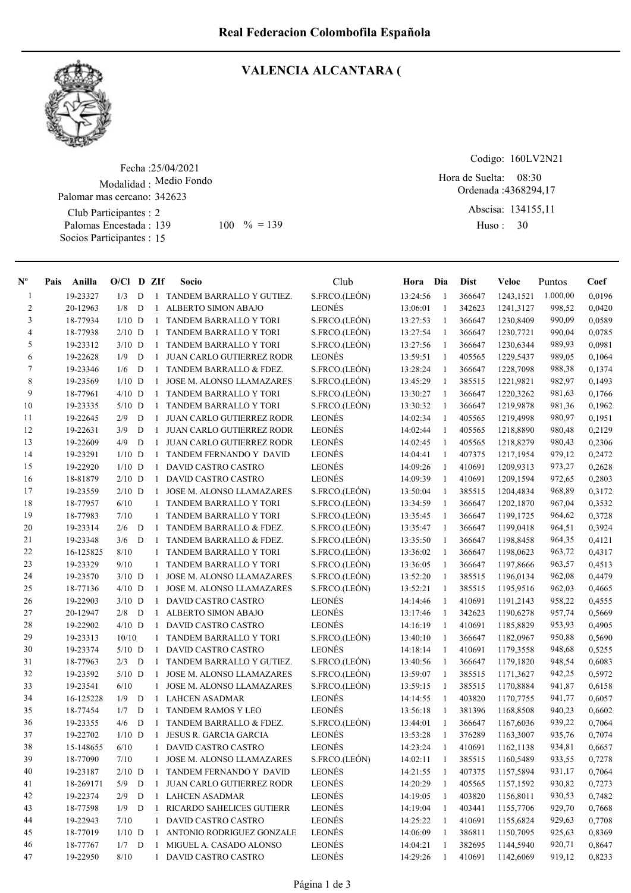# Real Federacion Colombofila Española

## VALENCIA ALCANTARA (

Fecha :25/04/2021
Modalidad : Medio Fondo
Palomar mas cercano: 342623
Club Participantes : 2
Palomas Encestada : 139    100 % = 139
Socios Participantes : 15

Codigo: 160LV2N21
Hora de Suelta: 08:30
Ordenada :4368294,17
Abscisa: 134155,11
Huso : 30

| Nº | Pais | Anilla | O/Cl | D | ZIf | Socio | Club | Hora | Dia | Dist | Veloc | Puntos | Coef |
|---|---|---|---|---|---|---|---|---|---|---|---|---|---|
| 1 | | 19-23327 | 1/3 | D | 1 | TANDEM BARRALLO Y GUTIEZ. | S.FRCO.(LEÓN) | 13:24:56 | 1 | 366647 | 1243,1521 | 1.000,00 | 0,0196 |
| 2 | | 20-12963 | 1/8 | D | 1 | ALBERTO SIMON ABAJO | LEONÉS | 13:06:01 | 1 | 342623 | 1241,3127 | 998,52 | 0,0420 |
| 3 | | 18-77934 | 1/10 | D | 1 | TANDEM BARRALLO Y TORI | S.FRCO.(LEÓN) | 13:27:53 | 1 | 366647 | 1230,8409 | 990,09 | 0,0589 |
| 4 | | 18-77938 | 2/10 | D | 1 | TANDEM BARRALLO Y TORI | S.FRCO.(LEÓN) | 13:27:54 | 1 | 366647 | 1230,7721 | 990,04 | 0,0785 |
| 5 | | 19-23312 | 3/10 | D | 1 | TANDEM BARRALLO Y TORI | S.FRCO.(LEÓN) | 13:27:56 | 1 | 366647 | 1230,6344 | 989,93 | 0,0981 |
| 6 | | 19-22628 | 1/9 | D | 1 | JUAN CARLO GUTIERREZ RODR | LEONÉS | 13:59:51 | 1 | 405565 | 1229,5437 | 989,05 | 0,1064 |
| 7 | | 19-23346 | 1/6 | D | 1 | TANDEM BARRALLO & FDEZ. | S.FRCO.(LEÓN) | 13:28:24 | 1 | 366647 | 1228,7098 | 988,38 | 0,1374 |
| 8 | | 19-23569 | 1/10 | D | 1 | JOSE M. ALONSO LLAMAZARES | S.FRCO.(LEÓN) | 13:45:29 | 1 | 385515 | 1221,9821 | 982,97 | 0,1493 |
| 9 | | 18-77961 | 4/10 | D | 1 | TANDEM BARRALLO Y TORI | S.FRCO.(LEÓN) | 13:30:27 | 1 | 366647 | 1220,3262 | 981,63 | 0,1766 |
| 10 | | 19-23335 | 5/10 | D | 1 | TANDEM BARRALLO Y TORI | S.FRCO.(LEÓN) | 13:30:32 | 1 | 366647 | 1219,9878 | 981,36 | 0,1962 |
| 11 | | 19-22645 | 2/9 | D | 1 | JUAN CARLO GUTIERREZ RODR | LEONÉS | 14:02:34 | 1 | 405565 | 1219,4998 | 980,97 | 0,1951 |
| 12 | | 19-22631 | 3/9 | D | 1 | JUAN CARLO GUTIERREZ RODR | LEONÉS | 14:02:44 | 1 | 405565 | 1218,8890 | 980,48 | 0,2129 |
| 13 | | 19-22609 | 4/9 | D | 1 | JUAN CARLO GUTIERREZ RODR | LEONÉS | 14:02:45 | 1 | 405565 | 1218,8279 | 980,43 | 0,2306 |
| 14 | | 19-23291 | 1/10 | D | 1 | TANDEM FERNANDO Y DAVID | LEONÉS | 14:04:41 | 1 | 407375 | 1217,1954 | 979,12 | 0,2472 |
| 15 | | 19-22920 | 1/10 | D | 1 | DAVID CASTRO CASTRO | LEONÉS | 14:09:26 | 1 | 410691 | 1209,9313 | 973,27 | 0,2628 |
| 16 | | 18-81879 | 2/10 | D | 1 | DAVID CASTRO CASTRO | LEONÉS | 14:09:39 | 1 | 410691 | 1209,1594 | 972,65 | 0,2803 |
| 17 | | 19-23559 | 2/10 | D | 1 | JOSE M. ALONSO LLAMAZARES | S.FRCO.(LEÓN) | 13:50:04 | 1 | 385515 | 1204,4834 | 968,89 | 0,3172 |
| 18 | | 18-77957 | 6/10 | | 1 | TANDEM BARRALLO Y TORI | S.FRCO.(LEÓN) | 13:34:59 | 1 | 366647 | 1202,1870 | 967,04 | 0,3532 |
| 19 | | 18-77983 | 7/10 | | 1 | TANDEM BARRALLO Y TORI | S.FRCO.(LEÓN) | 13:35:45 | 1 | 366647 | 1199,1725 | 964,62 | 0,3728 |
| 20 | | 19-23314 | 2/6 | D | 1 | TANDEM BARRALLO & FDEZ. | S.FRCO.(LEÓN) | 13:35:47 | 1 | 366647 | 1199,0418 | 964,51 | 0,3924 |
| 21 | | 19-23348 | 3/6 | D | 1 | TANDEM BARRALLO & FDEZ. | S.FRCO.(LEÓN) | 13:35:50 | 1 | 366647 | 1198,8458 | 964,35 | 0,4121 |
| 22 | | 16-125825 | 8/10 | | 1 | TANDEM BARRALLO Y TORI | S.FRCO.(LEÓN) | 13:36:02 | 1 | 366647 | 1198,0623 | 963,72 | 0,4317 |
| 23 | | 19-23329 | 9/10 | | 1 | TANDEM BARRALLO Y TORI | S.FRCO.(LEÓN) | 13:36:05 | 1 | 366647 | 1197,8666 | 963,57 | 0,4513 |
| 24 | | 19-23570 | 3/10 | D | 1 | JOSE M. ALONSO LLAMAZARES | S.FRCO.(LEÓN) | 13:52:20 | 1 | 385515 | 1196,0134 | 962,08 | 0,4479 |
| 25 | | 18-77136 | 4/10 | D | 1 | JOSE M. ALONSO LLAMAZARES | S.FRCO.(LEÓN) | 13:52:21 | 1 | 385515 | 1195,9516 | 962,03 | 0,4665 |
| 26 | | 19-22903 | 3/10 | D | 1 | DAVID CASTRO CASTRO | LEONÉS | 14:14:46 | 1 | 410691 | 1191,2143 | 958,22 | 0,4555 |
| 27 | | 20-12947 | 2/8 | D | 1 | ALBERTO SIMON ABAJO | LEONÉS | 13:17:46 | 1 | 342623 | 1190,6278 | 957,74 | 0,5669 |
| 28 | | 19-22902 | 4/10 | D | 1 | DAVID CASTRO CASTRO | LEONÉS | 14:16:19 | 1 | 410691 | 1185,8829 | 953,93 | 0,4905 |
| 29 | | 19-23313 | 10/10 | | 1 | TANDEM BARRALLO Y TORI | S.FRCO.(LEÓN) | 13:40:10 | 1 | 366647 | 1182,0967 | 950,88 | 0,5690 |
| 30 | | 19-23374 | 5/10 | D | 1 | DAVID CASTRO CASTRO | LEONÉS | 14:18:14 | 1 | 410691 | 1179,3558 | 948,68 | 0,5255 |
| 31 | | 18-77963 | 2/3 | D | 1 | TANDEM BARRALLO Y GUTIEZ. | S.FRCO.(LEÓN) | 13:40:56 | 1 | 366647 | 1179,1820 | 948,54 | 0,6083 |
| 32 | | 19-23592 | 5/10 | D | 1 | JOSE M. ALONSO LLAMAZARES | S.FRCO.(LEÓN) | 13:59:07 | 1 | 385515 | 1171,3627 | 942,25 | 0,5972 |
| 33 | | 19-23541 | 6/10 | | 1 | JOSE M. ALONSO LLAMAZARES | S.FRCO.(LEÓN) | 13:59:15 | 1 | 385515 | 1170,8884 | 941,87 | 0,6158 |
| 34 | | 16-125228 | 1/9 | D | 1 | LAHCEN ASADMAR | LEONÉS | 14:14:55 | 1 | 403820 | 1170,7755 | 941,77 | 0,6057 |
| 35 | | 18-77454 | 1/7 | D | 1 | TANDEM RAMOS Y LEO | LEONÉS | 13:56:18 | 1 | 381396 | 1168,8508 | 940,23 | 0,6602 |
| 36 | | 19-23355 | 4/6 | D | 1 | TANDEM BARRALLO & FDEZ. | S.FRCO.(LEÓN) | 13:44:01 | 1 | 366647 | 1167,6036 | 939,22 | 0,7064 |
| 37 | | 19-22702 | 1/10 | D | 1 | JESUS R. GARCIA GARCIA | LEONÉS | 13:53:28 | 1 | 376289 | 1163,3007 | 935,76 | 0,7074 |
| 38 | | 15-148655 | 6/10 | | 1 | DAVID CASTRO CASTRO | LEONÉS | 14:23:24 | 1 | 410691 | 1162,1138 | 934,81 | 0,6657 |
| 39 | | 18-77090 | 7/10 | | 1 | JOSE M. ALONSO LLAMAZARES | S.FRCO.(LEÓN) | 14:02:11 | 1 | 385515 | 1160,5489 | 933,55 | 0,7278 |
| 40 | | 19-23187 | 2/10 | D | 1 | TANDEM FERNANDO Y DAVID | LEONÉS | 14:21:55 | 1 | 407375 | 1157,5894 | 931,17 | 0,7064 |
| 41 | | 18-269171 | 5/9 | D | 1 | JUAN CARLO GUTIERREZ RODR | LEONÉS | 14:20:29 | 1 | 405565 | 1157,1592 | 930,82 | 0,7273 |
| 42 | | 19-22374 | 2/9 | D | 1 | LAHCEN ASADMAR | LEONÉS | 14:19:05 | 1 | 403820 | 1156,8011 | 930,53 | 0,7482 |
| 43 | | 18-77598 | 1/9 | D | 1 | RICARDO SAHELICES GUTIERR | LEONÉS | 14:19:04 | 1 | 403441 | 1155,7706 | 929,70 | 0,7668 |
| 44 | | 19-22943 | 7/10 | | 1 | DAVID CASTRO CASTRO | LEONÉS | 14:25:22 | 1 | 410691 | 1155,6824 | 929,63 | 0,7708 |
| 45 | | 18-77019 | 1/10 | D | 1 | ANTONIO RODRIGUEZ GONZALE | LEONÉS | 14:06:09 | 1 | 386811 | 1150,7095 | 925,63 | 0,8369 |
| 46 | | 18-77767 | 1/7 | D | 1 | MIGUEL A. CASADO ALONSO | LEONÉS | 14:04:21 | 1 | 382695 | 1144,5940 | 920,71 | 0,8647 |
| 47 | | 19-22950 | 8/10 | | 1 | DAVID CASTRO CASTRO | LEONÉS | 14:29:26 | 1 | 410691 | 1142,6069 | 919,12 | 0,8233 |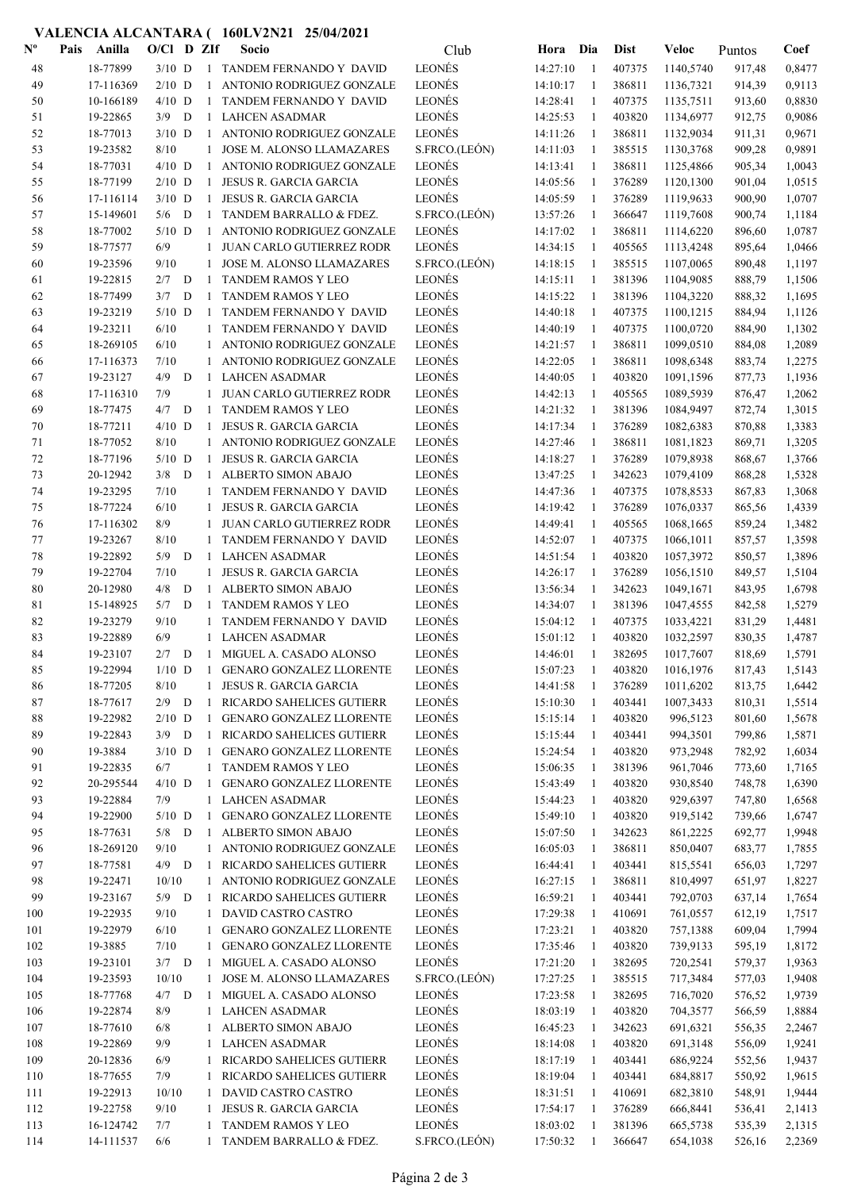# VALENCIA ALCANTARA ( 160LV2N21 25/04/2021

| Nº | Pais | Anilla | O/Cl | D | ZIf | Socio | Club | Hora | Dia | Dist | Veloc | Puntos | Coef |
|---|---|---|---|---|---|---|---|---|---|---|---|---|---|
| 48 | | 18-77899 | 3/10 | D | 1 | TANDEM FERNANDO Y DAVID | LEONÉS | 14:27:10 | 1 | 407375 | 1140,5740 | 917,48 | 0,8477 |
| 49 | | 17-116369 | 2/10 | D | 1 | ANTONIO RODRIGUEZ GONZALE | LEONÉS | 14:10:17 | 1 | 386811 | 1136,7321 | 914,39 | 0,9113 |
| 50 | | 10-166189 | 4/10 | D | 1 | TANDEM FERNANDO Y DAVID | LEONÉS | 14:28:41 | 1 | 407375 | 1135,7511 | 913,60 | 0,8830 |
| 51 | | 19-22865 | 3/9 | D | 1 | LAHCEN ASADMAR | LEONÉS | 14:25:53 | 1 | 403820 | 1134,6977 | 912,75 | 0,9086 |
| 52 | | 18-77013 | 3/10 | D | 1 | ANTONIO RODRIGUEZ GONZALE | LEONÉS | 14:11:26 | 1 | 386811 | 1132,9034 | 911,31 | 0,9671 |
| 53 | | 19-23582 | 8/10 | | 1 | JOSE M. ALONSO LLAMAZARES | S.FRCO.(LEÓN) | 14:11:03 | 1 | 385515 | 1130,3768 | 909,28 | 0,9891 |
| 54 | | 18-77031 | 4/10 | D | 1 | ANTONIO RODRIGUEZ GONZALE | LEONÉS | 14:13:41 | 1 | 386811 | 1125,4866 | 905,34 | 1,0043 |
| 55 | | 18-77199 | 2/10 | D | 1 | JESUS R. GARCIA GARCIA | LEONÉS | 14:05:56 | 1 | 376289 | 1120,1300 | 901,04 | 1,0515 |
| 56 | | 17-116114 | 3/10 | D | 1 | JESUS R. GARCIA GARCIA | LEONÉS | 14:05:59 | 1 | 376289 | 1119,9633 | 900,90 | 1,0707 |
| 57 | | 15-149601 | 5/6 | D | 1 | TANDEM BARRALLO & FDEZ. | S.FRCO.(LEÓN) | 13:57:26 | 1 | 366647 | 1119,7608 | 900,74 | 1,1184 |
| 58 | | 18-77002 | 5/10 | D | 1 | ANTONIO RODRIGUEZ GONZALE | LEONÉS | 14:17:02 | 1 | 386811 | 1114,6220 | 896,60 | 1,0787 |
| 59 | | 18-77577 | 6/9 | | 1 | JUAN CARLO GUTIERREZ RODR | LEONÉS | 14:34:15 | 1 | 405565 | 1113,4248 | 895,64 | 1,0466 |
| 60 | | 19-23596 | 9/10 | | 1 | JOSE M. ALONSO LLAMAZARES | S.FRCO.(LEÓN) | 14:18:15 | 1 | 385515 | 1107,0065 | 890,48 | 1,1197 |
| 61 | | 19-22815 | 2/7 | D | 1 | TANDEM RAMOS Y LEO | LEONÉS | 14:15:11 | 1 | 381396 | 1104,9085 | 888,79 | 1,1506 |
| 62 | | 18-77499 | 3/7 | D | 1 | TANDEM RAMOS Y LEO | LEONÉS | 14:15:22 | 1 | 381396 | 1104,3220 | 888,32 | 1,1695 |
| 63 | | 19-23219 | 5/10 | D | 1 | TANDEM FERNANDO Y DAVID | LEONÉS | 14:40:18 | 1 | 407375 | 1100,1215 | 884,94 | 1,1126 |
| 64 | | 19-23211 | 6/10 | | 1 | TANDEM FERNANDO Y DAVID | LEONÉS | 14:40:19 | 1 | 407375 | 1100,0720 | 884,90 | 1,1302 |
| 65 | | 18-269105 | 6/10 | | 1 | ANTONIO RODRIGUEZ GONZALE | LEONÉS | 14:21:57 | 1 | 386811 | 1099,0510 | 884,08 | 1,2089 |
| 66 | | 17-116373 | 7/10 | | 1 | ANTONIO RODRIGUEZ GONZALE | LEONÉS | 14:22:05 | 1 | 386811 | 1098,6348 | 883,74 | 1,2275 |
| 67 | | 19-23127 | 4/9 | D | 1 | LAHCEN ASADMAR | LEONÉS | 14:40:05 | 1 | 403820 | 1091,1596 | 877,73 | 1,1936 |
| 68 | | 17-116310 | 7/9 | | 1 | JUAN CARLO GUTIERREZ RODR | LEONÉS | 14:42:13 | 1 | 405565 | 1089,5939 | 876,47 | 1,2062 |
| 69 | | 18-77475 | 4/7 | D | 1 | TANDEM RAMOS Y LEO | LEONÉS | 14:21:32 | 1 | 381396 | 1084,9497 | 872,74 | 1,3015 |
| 70 | | 18-77211 | 4/10 | D | 1 | JESUS R. GARCIA GARCIA | LEONÉS | 14:17:34 | 1 | 376289 | 1082,6383 | 870,88 | 1,3383 |
| 71 | | 18-77052 | 8/10 | | 1 | ANTONIO RODRIGUEZ GONZALE | LEONÉS | 14:27:46 | 1 | 386811 | 1081,1823 | 869,71 | 1,3205 |
| 72 | | 18-77196 | 5/10 | D | 1 | JESUS R. GARCIA GARCIA | LEONÉS | 14:18:27 | 1 | 376289 | 1079,8938 | 868,67 | 1,3766 |
| 73 | | 20-12942 | 3/8 | D | 1 | ALBERTO SIMON ABAJO | LEONÉS | 13:47:25 | 1 | 342623 | 1079,4109 | 868,28 | 1,5328 |
| 74 | | 19-23295 | 7/10 | | 1 | TANDEM FERNANDO Y DAVID | LEONÉS | 14:47:36 | 1 | 407375 | 1078,8533 | 867,83 | 1,3068 |
| 75 | | 18-77224 | 6/10 | | 1 | JESUS R. GARCIA GARCIA | LEONÉS | 14:19:42 | 1 | 376289 | 1076,0337 | 865,56 | 1,4339 |
| 76 | | 17-116302 | 8/9 | | 1 | JUAN CARLO GUTIERREZ RODR | LEONÉS | 14:49:41 | 1 | 405565 | 1068,1665 | 859,24 | 1,3482 |
| 77 | | 19-23267 | 8/10 | | 1 | TANDEM FERNANDO Y DAVID | LEONÉS | 14:52:07 | 1 | 407375 | 1066,1011 | 857,57 | 1,3598 |
| 78 | | 19-22892 | 5/9 | D | 1 | LAHCEN ASADMAR | LEONÉS | 14:51:54 | 1 | 403820 | 1057,3972 | 850,57 | 1,3896 |
| 79 | | 19-22704 | 7/10 | | 1 | JESUS R. GARCIA GARCIA | LEONÉS | 14:26:17 | 1 | 376289 | 1056,1510 | 849,57 | 1,5104 |
| 80 | | 20-12980 | 4/8 | D | 1 | ALBERTO SIMON ABAJO | LEONÉS | 13:56:34 | 1 | 342623 | 1049,1671 | 843,95 | 1,6798 |
| 81 | | 15-148925 | 5/7 | D | 1 | TANDEM RAMOS Y LEO | LEONÉS | 14:34:07 | 1 | 381396 | 1047,4555 | 842,58 | 1,5279 |
| 82 | | 19-23279 | 9/10 | | 1 | TANDEM FERNANDO Y DAVID | LEONÉS | 15:04:12 | 1 | 407375 | 1033,4221 | 831,29 | 1,4481 |
| 83 | | 19-22889 | 6/9 | | 1 | LAHCEN ASADMAR | LEONÉS | 15:01:12 | 1 | 403820 | 1032,2597 | 830,35 | 1,4787 |
| 84 | | 19-23107 | 2/7 | D | 1 | MIGUEL A. CASADO ALONSO | LEONÉS | 14:46:01 | 1 | 382695 | 1017,7607 | 818,69 | 1,5791 |
| 85 | | 19-22994 | 1/10 | D | 1 | GENARO GONZALEZ LLORENTE | LEONÉS | 15:07:23 | 1 | 403820 | 1016,1976 | 817,43 | 1,5143 |
| 86 | | 18-77205 | 8/10 | | 1 | JESUS R. GARCIA GARCIA | LEONÉS | 14:41:58 | 1 | 376289 | 1011,6202 | 813,75 | 1,6442 |
| 87 | | 18-77617 | 2/9 | D | 1 | RICARDO SAHELICES GUTIERR | LEONÉS | 15:10:30 | 1 | 403441 | 1007,3433 | 810,31 | 1,5514 |
| 88 | | 19-22982 | 2/10 | D | 1 | GENARO GONZALEZ LLORENTE | LEONÉS | 15:15:14 | 1 | 403820 | 996,5123 | 801,60 | 1,5678 |
| 89 | | 19-22843 | 3/9 | D | 1 | RICARDO SAHELICES GUTIERR | LEONÉS | 15:15:44 | 1 | 403441 | 994,3501 | 799,86 | 1,5871 |
| 90 | | 19-3884 | 3/10 | D | 1 | GENARO GONZALEZ LLORENTE | LEONÉS | 15:24:54 | 1 | 403820 | 973,2948 | 782,92 | 1,6034 |
| 91 | | 19-22835 | 6/7 | | 1 | TANDEM RAMOS Y LEO | LEONÉS | 15:06:35 | 1 | 381396 | 961,7046 | 773,60 | 1,7165 |
| 92 | | 20-295544 | 4/10 | D | 1 | GENARO GONZALEZ LLORENTE | LEONÉS | 15:43:49 | 1 | 403820 | 930,8540 | 748,78 | 1,6390 |
| 93 | | 19-22884 | 7/9 | | 1 | LAHCEN ASADMAR | LEONÉS | 15:44:23 | 1 | 403820 | 929,6397 | 747,80 | 1,6568 |
| 94 | | 19-22900 | 5/10 | D | 1 | GENARO GONZALEZ LLORENTE | LEONÉS | 15:49:10 | 1 | 403820 | 919,5142 | 739,66 | 1,6747 |
| 95 | | 18-77631 | 5/8 | D | 1 | ALBERTO SIMON ABAJO | LEONÉS | 15:07:50 | 1 | 342623 | 861,2225 | 692,77 | 1,9948 |
| 96 | | 18-269120 | 9/10 | | 1 | ANTONIO RODRIGUEZ GONZALE | LEONÉS | 16:05:03 | 1 | 386811 | 850,0407 | 683,77 | 1,7855 |
| 97 | | 18-77581 | 4/9 | D | 1 | RICARDO SAHELICES GUTIERR | LEONÉS | 16:44:41 | 1 | 403441 | 815,5541 | 656,03 | 1,7297 |
| 98 | | 19-22471 | 10/10 | | 1 | ANTONIO RODRIGUEZ GONZALE | LEONÉS | 16:27:15 | 1 | 386811 | 810,4997 | 651,97 | 1,8227 |
| 99 | | 19-23167 | 5/9 | D | 1 | RICARDO SAHELICES GUTIERR | LEONÉS | 16:59:21 | 1 | 403441 | 792,0703 | 637,14 | 1,7654 |
| 100 | | 19-22935 | 9/10 | | 1 | DAVID CASTRO CASTRO | LEONÉS | 17:29:38 | 1 | 410691 | 761,0557 | 612,19 | 1,7517 |
| 101 | | 19-22979 | 6/10 | | 1 | GENARO GONZALEZ LLORENTE | LEONÉS | 17:23:21 | 1 | 403820 | 757,1388 | 609,04 | 1,7994 |
| 102 | | 19-3885 | 7/10 | | 1 | GENARO GONZALEZ LLORENTE | LEONÉS | 17:35:46 | 1 | 403820 | 739,9133 | 595,19 | 1,8172 |
| 103 | | 19-23101 | 3/7 | D | 1 | MIGUEL A. CASADO ALONSO | LEONÉS | 17:21:20 | 1 | 382695 | 720,2541 | 579,37 | 1,9363 |
| 104 | | 19-23593 | 10/10 | | 1 | JOSE M. ALONSO LLAMAZARES | S.FRCO.(LEÓN) | 17:27:25 | 1 | 385515 | 717,3484 | 577,03 | 1,9408 |
| 105 | | 18-77768 | 4/7 | D | 1 | MIGUEL A. CASADO ALONSO | LEONÉS | 17:23:58 | 1 | 382695 | 716,7020 | 576,52 | 1,9739 |
| 106 | | 19-22874 | 8/9 | | 1 | LAHCEN ASADMAR | LEONÉS | 18:03:19 | 1 | 403820 | 704,3577 | 566,59 | 1,8884 |
| 107 | | 18-77610 | 6/8 | | 1 | ALBERTO SIMON ABAJO | LEONÉS | 16:45:23 | 1 | 342623 | 691,6321 | 556,35 | 2,2467 |
| 108 | | 19-22869 | 9/9 | | 1 | LAHCEN ASADMAR | LEONÉS | 18:14:08 | 1 | 403820 | 691,3148 | 556,09 | 1,9241 |
| 109 | | 20-12836 | 6/9 | | 1 | RICARDO SAHELICES GUTIERR | LEONÉS | 18:17:19 | 1 | 403441 | 686,9224 | 552,56 | 1,9437 |
| 110 | | 18-77655 | 7/9 | | 1 | RICARDO SAHELICES GUTIERR | LEONÉS | 18:19:04 | 1 | 403441 | 684,8817 | 550,92 | 1,9615 |
| 111 | | 19-22913 | 10/10 | | 1 | DAVID CASTRO CASTRO | LEONÉS | 18:31:51 | 1 | 410691 | 682,3810 | 548,91 | 1,9444 |
| 112 | | 19-22758 | 9/10 | | 1 | JESUS R. GARCIA GARCIA | LEONÉS | 17:54:17 | 1 | 376289 | 666,8441 | 536,41 | 2,1413 |
| 113 | | 16-124742 | 7/7 | | 1 | TANDEM RAMOS Y LEO | LEONÉS | 18:03:02 | 1 | 381396 | 665,5738 | 535,39 | 2,1315 |
| 114 | | 14-111537 | 6/6 | | 1 | TANDEM BARRALLO & FDEZ. | S.FRCO.(LEÓN) | 17:50:32 | 1 | 366647 | 654,1038 | 526,16 | 2,2369 |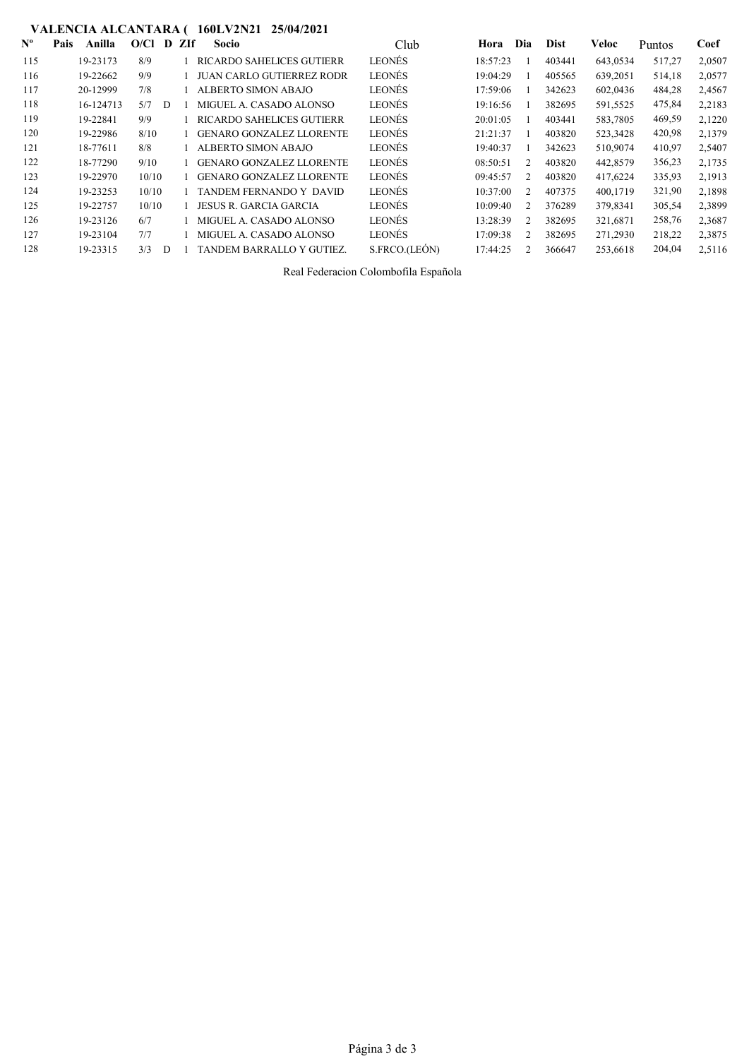**VALENCIA ALCANTARA ( 160LV2N21 25/04/2021**

| Nº | Pais | Anilla | O/Cl | D | ZIf | Socio | Club | Hora | Dia | Dist | Veloc | Puntos | Coef |
|---|---|---|---|---|---|---|---|---|---|---|---|---|---|
| 115 | | 19-23173 | 8/9 | | 1 | RICARDO SAHELICES GUTIERR | LEONÉS | 18:57:23 | 1 | 403441 | 643,0534 | 517,27 | 2,0507 |
| 116 | | 19-22662 | 9/9 | | 1 | JUAN CARLO GUTIERREZ RODR | LEONÉS | 19:04:29 | 1 | 405565 | 639,2051 | 514,18 | 2,0577 |
| 117 | | 20-12999 | 7/8 | | 1 | ALBERTO SIMON ABAJO | LEONÉS | 17:59:06 | 1 | 342623 | 602,0436 | 484,28 | 2,4567 |
| 118 | | 16-124713 | 5/7 | D | 1 | MIGUEL A. CASADO ALONSO | LEONÉS | 19:16:56 | 1 | 382695 | 591,5525 | 475,84 | 2,2183 |
| 119 | | 19-22841 | 9/9 | | 1 | RICARDO SAHELICES GUTIERR | LEONÉS | 20:01:05 | 1 | 403441 | 583,7805 | 469,59 | 2,1220 |
| 120 | | 19-22986 | 8/10 | | 1 | GENARO GONZALEZ LLORENTE | LEONÉS | 21:21:37 | 1 | 403820 | 523,3428 | 420,98 | 2,1379 |
| 121 | | 18-77611 | 8/8 | | 1 | ALBERTO SIMON ABAJO | LEONÉS | 19:40:37 | 1 | 342623 | 510,9074 | 410,97 | 2,5407 |
| 122 | | 18-77290 | 9/10 | | 1 | GENARO GONZALEZ LLORENTE | LEONÉS | 08:50:51 | 2 | 403820 | 442,8579 | 356,23 | 2,1735 |
| 123 | | 19-22970 | 10/10 | | 1 | GENARO GONZALEZ LLORENTE | LEONÉS | 09:45:57 | 2 | 403820 | 417,6224 | 335,93 | 2,1913 |
| 124 | | 19-23253 | 10/10 | | 1 | TANDEM FERNANDO Y DAVID | LEONÉS | 10:37:00 | 2 | 407375 | 400,1719 | 321,90 | 2,1898 |
| 125 | | 19-22757 | 10/10 | | 1 | JESUS R. GARCIA GARCIA | LEONÉS | 10:09:40 | 2 | 376289 | 379,8341 | 305,54 | 2,3899 |
| 126 | | 19-23126 | 6/7 | | 1 | MIGUEL A. CASADO ALONSO | LEONÉS | 13:28:39 | 2 | 382695 | 321,6871 | 258,76 | 2,3687 |
| 127 | | 19-23104 | 7/7 | | 1 | MIGUEL A. CASADO ALONSO | LEONÉS | 17:09:38 | 2 | 382695 | 271,2930 | 218,22 | 2,3875 |
| 128 | | 19-23315 | 3/3 | D | 1 | TANDEM BARRALLO Y GUTIEZ. | S.FRCO.(LEÓN) | 17:44:25 | 2 | 366647 | 253,6618 | 204,04 | 2,5116 |

Real Federacion Colombofila Española